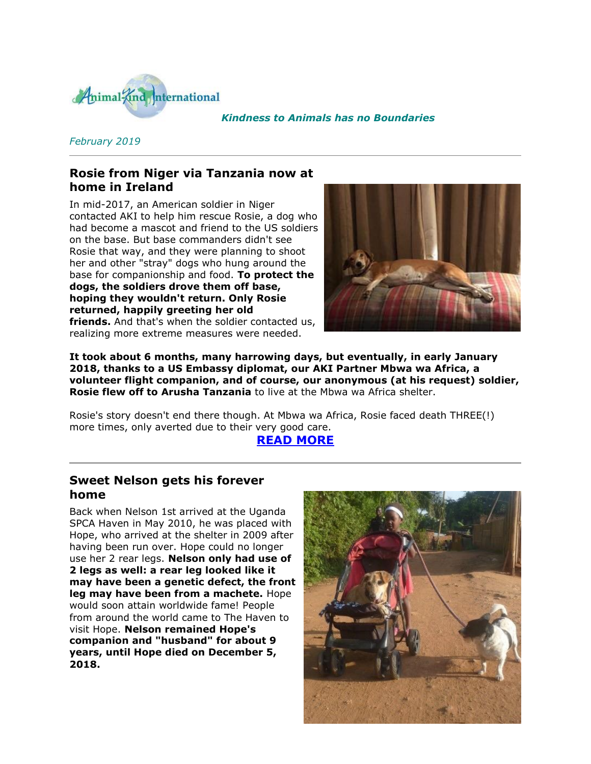Animal-Kind International

*Kindness to Animals has no Boundaries*

*February 2019*

---

## Rosie from Niger via Tanzania now at home in Ireland

In mid-2017, an American soldier in Niger contacted AKI to help him rescue Rosie, a dog who had become a mascot and friend to the US soldiers on the base. But base commanders didn't see Rosie that way, and they were planning to shoot her and other "stray" dogs who hung around the base for companionship and food. **To protect the dogs, the soldiers drove them off base, hoping they wouldn't return. Only Rosie returned, happily greeting her old friends.** And that's when the soldier contacted us, realizing more extreme measures were needed.

**It took about 6 months, many harrowing days, but eventually, in early January 2018, thanks to a US Embassy diplomat, our AKI Partner Mbwa wa Africa, a volunteer flight companion, and of course, our anonymous (at his request) soldier, Rosie flew off to Arusha Tanzania** to live at the Mbwa wa Africa shelter.

Rosie's story doesn't end there though. At Mbwa wa Africa, Rosie faced death THREE(!) more times, only averted due to their very good care.

**READ MORE**

---

## Sweet Nelson gets his forever home

Back when Nelson 1st arrived at the Uganda SPCA Haven in May 2010, he was placed with Hope, who arrived at the shelter in 2009 after having been run over. Hope could no longer use her 2 rear legs. **Nelson only had use of 2 legs as well: a rear leg looked like it may have been a genetic defect, the front leg may have been from a machete.** Hope would soon attain worldwide fame! People from around the world came to The Haven to visit Hope. **Nelson remained Hope's companion and "husband" for about 9 years, until Hope died on December 5, 2018.**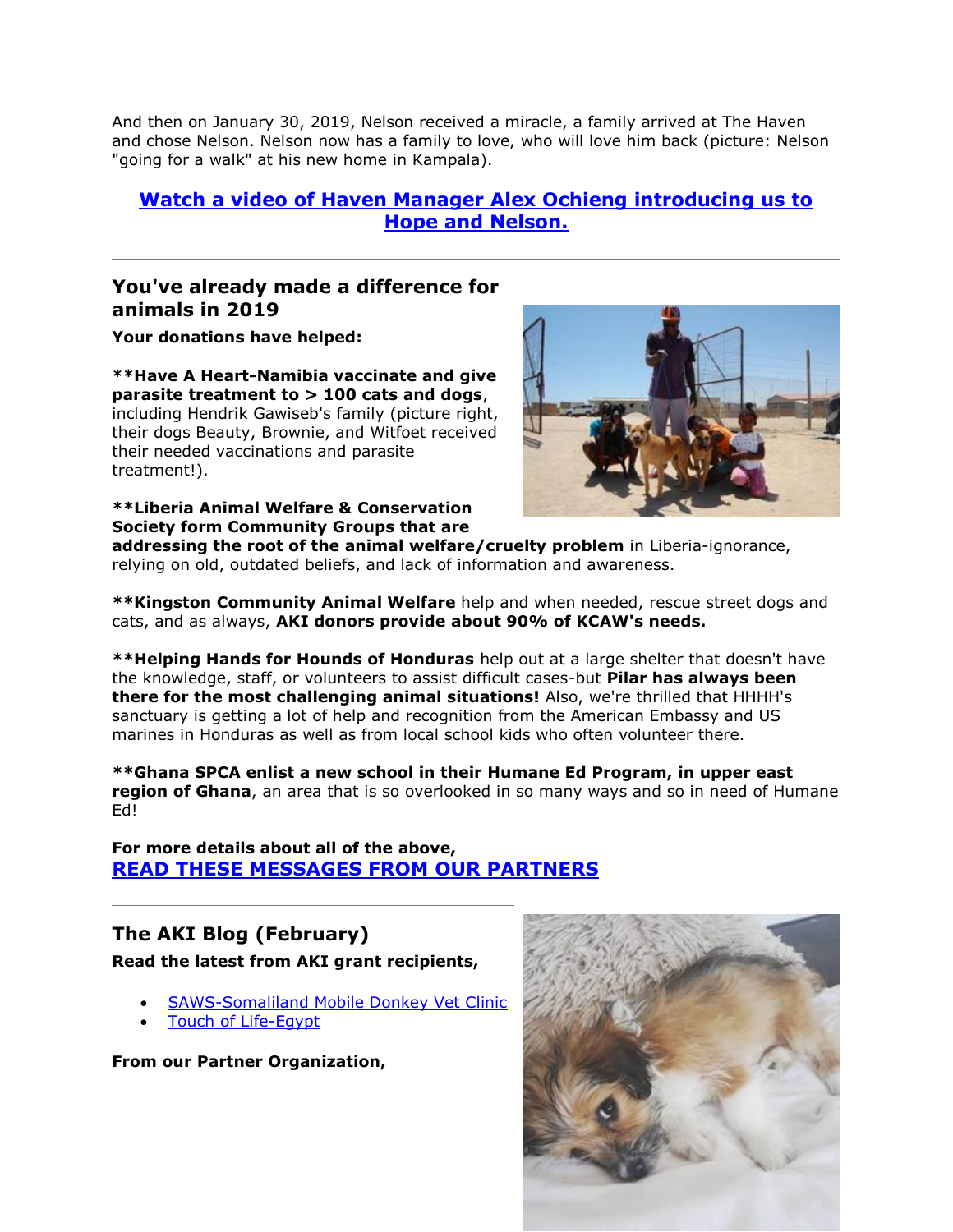And then on January 30, 2019, Nelson received a miracle, a family arrived at The Haven and chose Nelson. Nelson now has a family to love, who will love him back (picture: Nelson "going for a walk" at his new home in Kampala).

**Watch a video of Haven Manager Alex Ochieng introducing us to Hope and Nelson.**

---

## You've already made a difference for animals in 2019

**Your donations have helped:**

****Have A Heart-Namibia vaccinate and give parasite treatment to > 100 cats and dogs**, including Hendrik Gawiseb's family (picture right, their dogs Beauty, Brownie, and Witfoet received their needed vaccinations and parasite treatment!).

****Liberia Animal Welfare & Conservation Society form Community Groups that are addressing the root of the animal welfare/cruelty problem** in Liberia-ignorance, relying on old, outdated beliefs, and lack of information and awareness.

****Kingston Community Animal Welfare** help and when needed, rescue street dogs and cats, and as always, **AKI donors provide about 90% of KCAW's needs.**

****Helping Hands for Hounds of Honduras** help out at a large shelter that doesn't have the knowledge, staff, or volunteers to assist difficult cases-but **Pilar has always been there for the most challenging animal situations!** Also, we're thrilled that HHHH's sanctuary is getting a lot of help and recognition from the American Embassy and US marines in Honduras as well as from local school kids who often volunteer there.

****Ghana SPCA enlist a new school in their Humane Ed Program, in upper east region of Ghana**, an area that is so overlooked in so many ways and so in need of Humane Ed!

**For more details about all of the above,**
**READ THESE MESSAGES FROM OUR PARTNERS**

---

## The AKI Blog (February)

**Read the latest from AKI grant recipients,**

- SAWS-Somaliland Mobile Donkey Vet Clinic
- Touch of Life-Egypt

**From our Partner Organization,**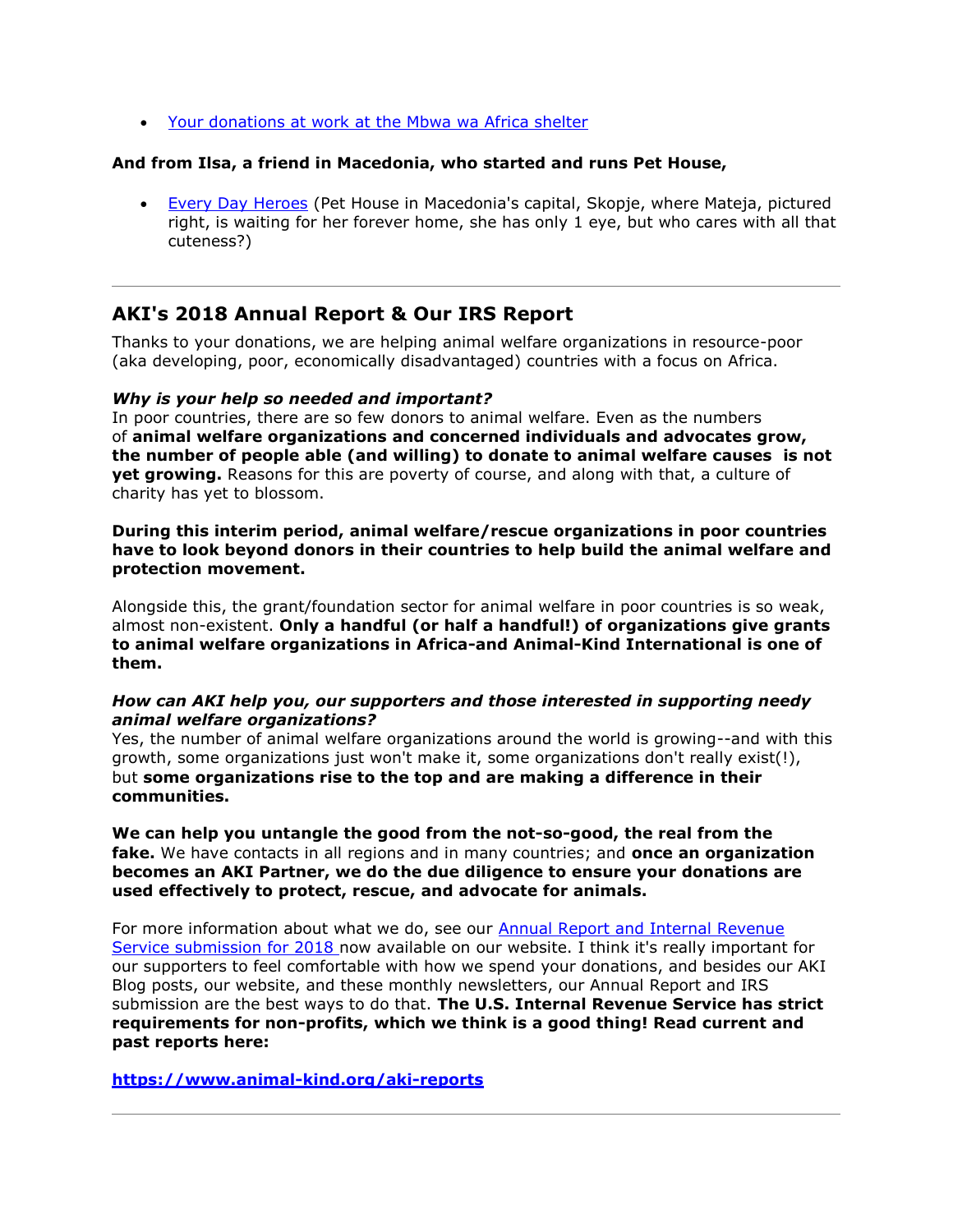- [Your donations at work at the Mbwa wa Africa shelter]()

**And from Ilsa, a friend in Macedonia, who started and runs Pet House,**

- [Every Day Heroes]() (Pet House in Macedonia's capital, Skopje, where Mateja, pictured right, is waiting for her forever home, she has only 1 eye, but who cares with all that cuteness?)

---

## AKI's 2018 Annual Report & Our IRS Report

Thanks to your donations, we are helping animal welfare organizations in resource-poor (aka developing, poor, economically disadvantaged) countries with a focus on Africa.

***Why is your help so needed and important?***
In poor countries, there are so few donors to animal welfare. Even as the numbers of **animal welfare organizations and concerned individuals and advocates grow, the number of people able (and willing) to donate to animal welfare causes is not yet growing.** Reasons for this are poverty of course, and along with that, a culture of charity has yet to blossom.

**During this interim period, animal welfare/rescue organizations in poor countries have to look beyond donors in their countries to help build the animal welfare and protection movement.**

Alongside this, the grant/foundation sector for animal welfare in poor countries is so weak, almost non-existent. **Only a handful (or half a handful!) of organizations give grants to animal welfare organizations in Africa-and Animal-Kind International is one of them.**

***How can AKI help you, our supporters and those interested in supporting needy animal welfare organizations?***
Yes, the number of animal welfare organizations around the world is growing--and with this growth, some organizations just won't make it, some organizations don't really exist(!), but **some organizations rise to the top and are making a difference in their communities.**

**We can help you untangle the good from the not-so-good, the real from the fake.** We have contacts in all regions and in many countries; and **once an organization becomes an AKI Partner, we do the due diligence to ensure your donations are used effectively to protect, rescue, and advocate for animals.**

For more information about what we do, see our [Annual Report and Internal Revenue Service submission for 2018]() now available on our website. I think it's really important for our supporters to feel comfortable with how we spend your donations, and besides our AKI Blog posts, our website, and these monthly newsletters, our Annual Report and IRS submission are the best ways to do that. **The U.S. Internal Revenue Service has strict requirements for non-profits, which we think is a good thing! Read current and past reports here:**

**[https://www.animal-kind.org/aki-reports](https://www.animal-kind.org/aki-reports)**

---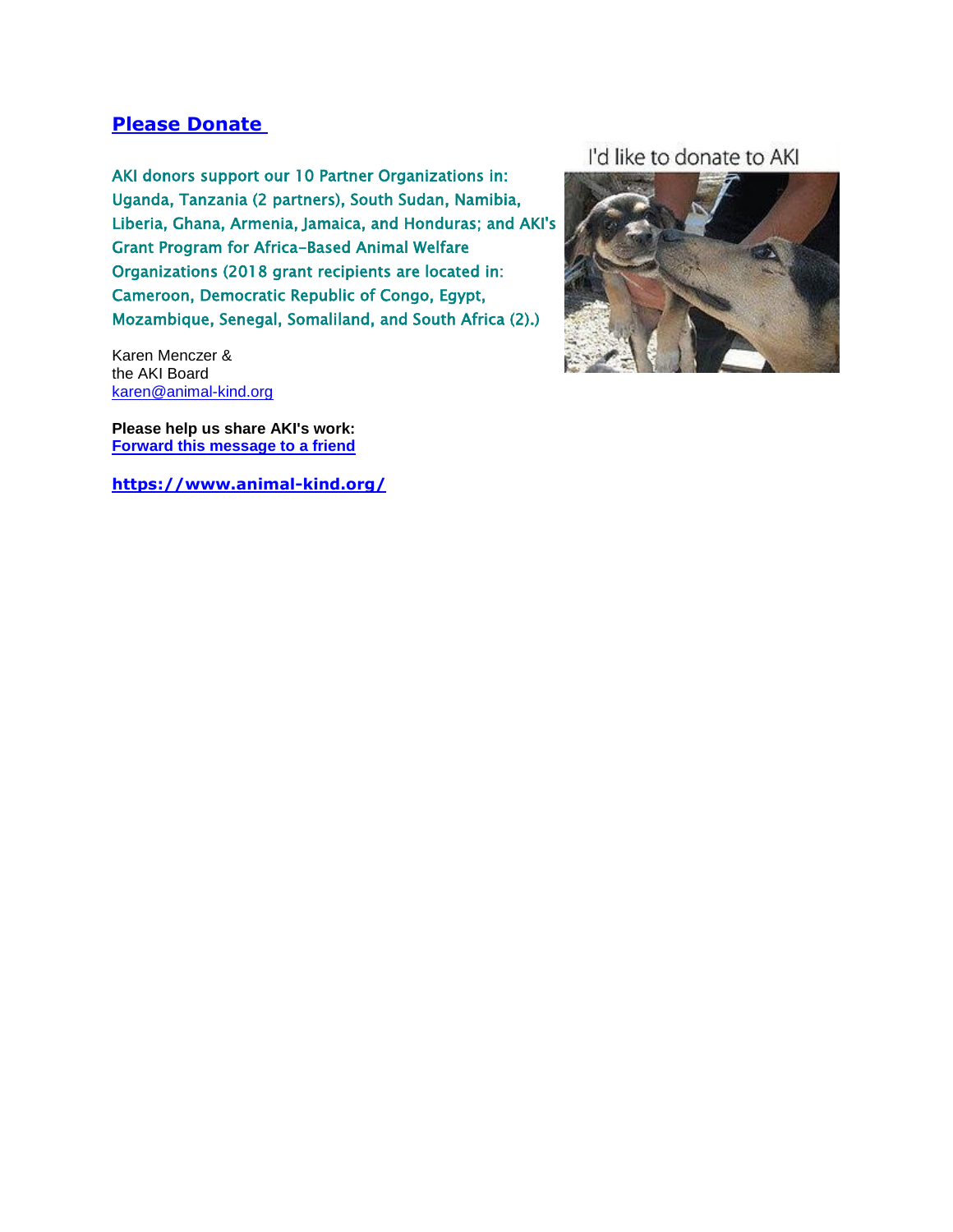**[Please Donate](#)**

AKI donors support our 10 Partner Organizations in: Uganda, Tanzania (2 partners), South Sudan, Namibia, Liberia, Ghana, Armenia, Jamaica, and Honduras; and AKI's Grant Program for Africa-Based Animal Welfare Organizations (2018 grant recipients are located in: Cameroon, Democratic Republic of Congo, Egypt, Mozambique, Senegal, Somaliland, and South Africa (2).)

Karen Menczer &
the AKI Board
karen@animal-kind.org

**Please help us share AKI's work:**
**Forward this message to a friend**

**https://www.animal-kind.org/**